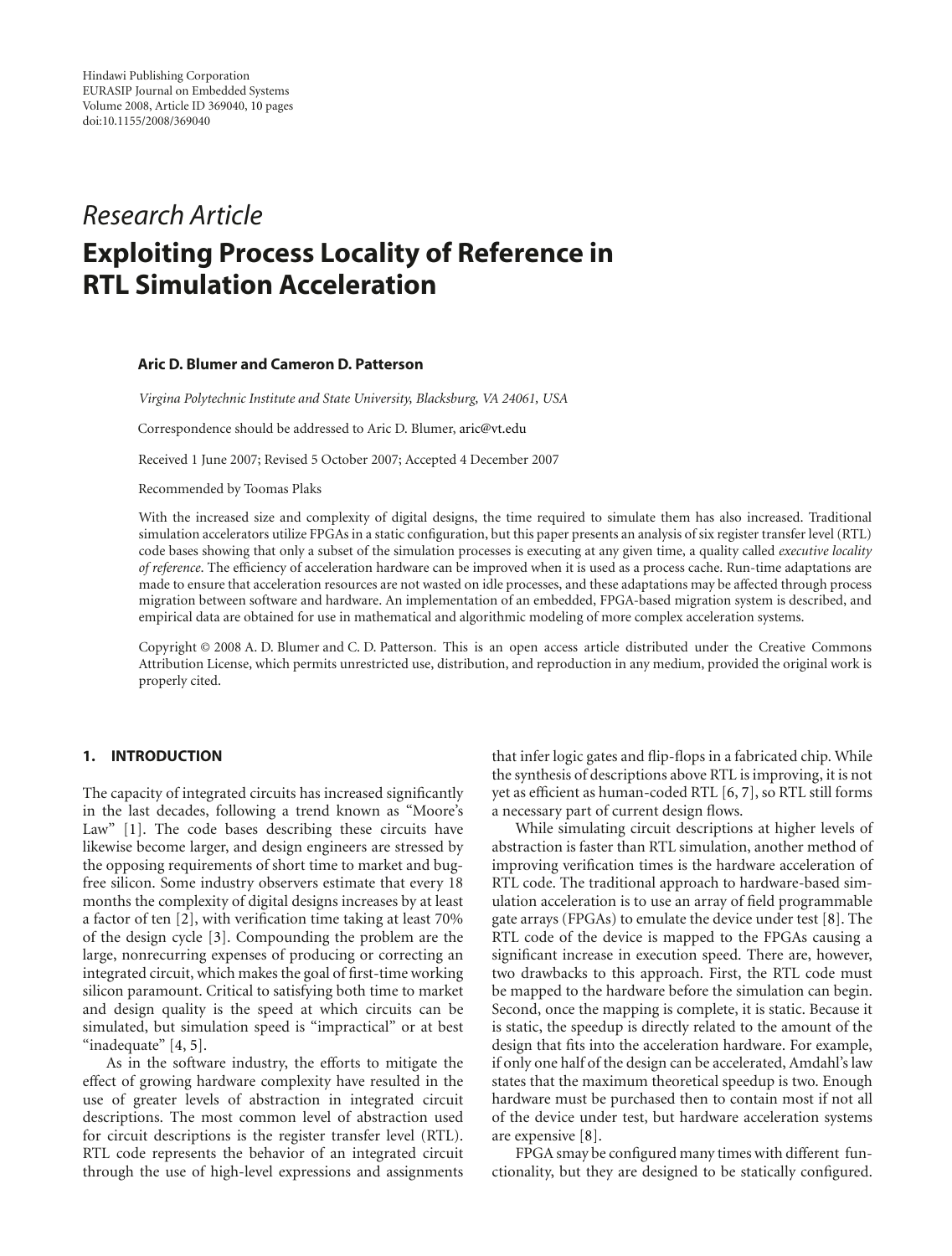Hindawi Publishing Corporation
EURASIP Journal on Embedded Systems
Volume 2008, Article ID 369040, 10 pages
doi:10.1155/2008/369040

*Research Article*

# Exploiting Process Locality of Reference in RTL Simulation Acceleration

**Aric D. Blumer and Cameron D. Patterson**

*Virgina Polytechnic Institute and State University, Blacksburg, VA 24061, USA*

Correspondence should be addressed to Aric D. Blumer, aric@vt.edu

Received 1 June 2007; Revised 5 October 2007; Accepted 4 December 2007

Recommended by Toomas Plaks

With the increased size and complexity of digital designs, the time required to simulate them has also increased. Traditional simulation accelerators utilize FPGAs in a static configuration, but this paper presents an analysis of six register transfer level (RTL) code bases showing that only a subset of the simulation processes is executing at any given time, a quality called *executive locality of reference*. The efficiency of acceleration hardware can be improved when it is used as a process cache. Run-time adaptations are made to ensure that acceleration resources are not wasted on idle processes, and these adaptations may be affected through process migration between software and hardware. An implementation of an embedded, FPGA-based migration system is described, and empirical data are obtained for use in mathematical and algorithmic modeling of more complex acceleration systems.

Copyright © 2008 A. D. Blumer and C. D. Patterson. This is an open access article distributed under the Creative Commons Attribution License, which permits unrestricted use, distribution, and reproduction in any medium, provided the original work is properly cited.

## 1. INTRODUCTION

The capacity of integrated circuits has increased significantly in the last decades, following a trend known as "Moore's Law" [1]. The code bases describing these circuits have likewise become larger, and design engineers are stressed by the opposing requirements of short time to market and bug-free silicon. Some industry observers estimate that every 18 months the complexity of digital designs increases by at least a factor of ten [2], with verification time taking at least 70% of the design cycle [3]. Compounding the problem are the large, nonrecurring expenses of producing or correcting an integrated circuit, which makes the goal of first-time working silicon paramount. Critical to satisfying both time to market and design quality is the speed at which circuits can be simulated, but simulation speed is "impractical" or at best "inadequate" [4, 5].

As in the software industry, the efforts to mitigate the effect of growing hardware complexity have resulted in the use of greater levels of abstraction in integrated circuit descriptions. The most common level of abstraction used for circuit descriptions is the register transfer level (RTL). RTL code represents the behavior of an integrated circuit through the use of high-level expressions and assignments that infer logic gates and flip-flops in a fabricated chip. While the synthesis of descriptions above RTL is improving, it is not yet as efficient as human-coded RTL [6, 7], so RTL still forms a necessary part of current design flows.

While simulating circuit descriptions at higher levels of abstraction is faster than RTL simulation, another method of improving verification times is the hardware acceleration of RTL code. The traditional approach to hardware-based simulation acceleration is to use an array of field programmable gate arrays (FPGAs) to emulate the device under test [8]. The RTL code of the device is mapped to the FPGAs causing a significant increase in execution speed. There are, however, two drawbacks to this approach. First, the RTL code must be mapped to the hardware before the simulation can begin. Second, once the mapping is complete, it is static. Because it is static, the speedup is directly related to the amount of the design that fits into the acceleration hardware. For example, if only one half of the design can be accelerated, Amdahl's law states that the maximum theoretical speedup is two. Enough hardware must be purchased then to contain most if not all of the device under test, but hardware acceleration systems are expensive [8].

FPGA smay be configured many times with different functionality, but they are designed to be statically configured.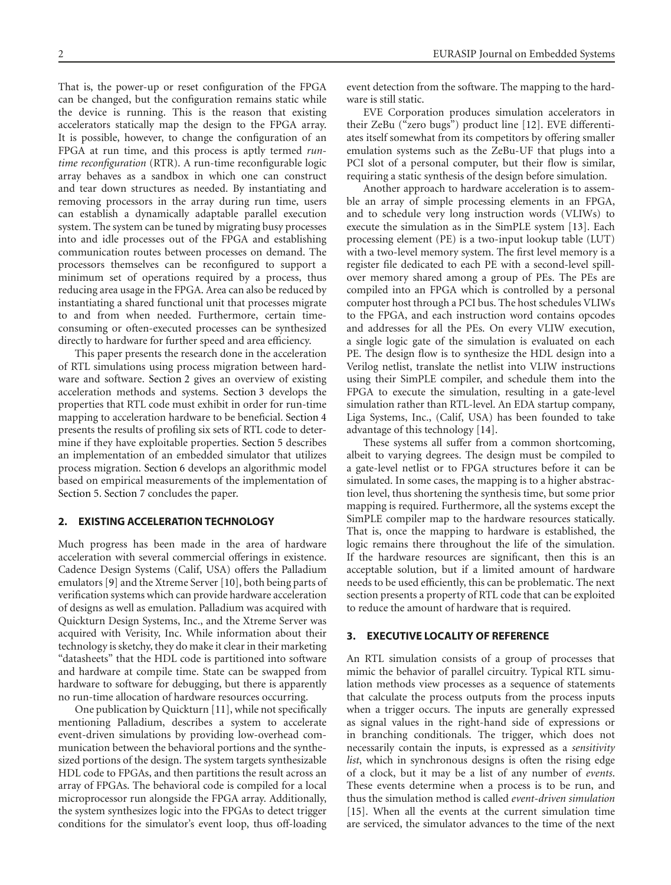That is, the power-up or reset configuration of the FPGA can be changed, but the configuration remains static while the device is running. This is the reason that existing accelerators statically map the design to the FPGA array. It is possible, however, to change the configuration of an FPGA at run time, and this process is aptly termed *run-time reconfiguration* (RTR). A run-time reconfigurable logic array behaves as a sandbox in which one can construct and tear down structures as needed. By instantiating and removing processors in the array during run time, users can establish a dynamically adaptable parallel execution system. The system can be tuned by migrating busy processes into and idle processes out of the FPGA and establishing communication routes between processes on demand. The processors themselves can be reconfigured to support a minimum set of operations required by a process, thus reducing area usage in the FPGA. Area can also be reduced by instantiating a shared functional unit that processes migrate to and from when needed. Furthermore, certain time-consuming or often-executed processes can be synthesized directly to hardware for further speed and area efficiency.

This paper presents the research done in the acceleration of RTL simulations using process migration between hardware and software. Section 2 gives an overview of existing acceleration methods and systems. Section 3 develops the properties that RTL code must exhibit in order for run-time mapping to acceleration hardware to be beneficial. Section 4 presents the results of profiling six sets of RTL code to determine if they have exploitable properties. Section 5 describes an implementation of an embedded simulator that utilizes process migration. Section 6 develops an algorithmic model based on empirical measurements of the implementation of Section 5. Section 7 concludes the paper.

## 2. EXISTING ACCELERATION TECHNOLOGY

Much progress has been made in the area of hardware acceleration with several commercial offerings in existence. Cadence Design Systems (Calif, USA) offers the Palladium emulators [9] and the Xtreme Server [10], both being parts of verification systems which can provide hardware acceleration of designs as well as emulation. Palladium was acquired with Quickturn Design Systems, Inc., and the Xtreme Server was acquired with Verisity, Inc. While information about their technology is sketchy, they do make it clear in their marketing "datasheets" that the HDL code is partitioned into software and hardware at compile time. State can be swapped from hardware to software for debugging, but there is apparently no run-time allocation of hardware resources occurring.

One publication by Quickturn [11], while not specifically mentioning Palladium, describes a system to accelerate event-driven simulations by providing low-overhead communication between the behavioral portions and the synthesized portions of the design. The system targets synthesizable HDL code to FPGAs, and then partitions the result across an array of FPGAs. The behavioral code is compiled for a local microprocessor run alongside the FPGA array. Additionally, the system synthesizes logic into the FPGAs to detect trigger conditions for the simulator's event loop, thus off-loading event detection from the software. The mapping to the hardware is still static.

EVE Corporation produces simulation accelerators in their ZeBu ("zero bugs") product line [12]. EVE differentiates itself somewhat from its competitors by offering smaller emulation systems such as the ZeBu-UF that plugs into a PCI slot of a personal computer, but their flow is similar, requiring a static synthesis of the design before simulation.

Another approach to hardware acceleration is to assemble an array of simple processing elements in an FPGA, and to schedule very long instruction words (VLIWs) to execute the simulation as in the SimPLE system [13]. Each processing element (PE) is a two-input lookup table (LUT) with a two-level memory system. The first level memory is a register file dedicated to each PE with a second-level spill-over memory shared among a group of PEs. The PEs are compiled into an FPGA which is controlled by a personal computer host through a PCI bus. The host schedules VLIWs to the FPGA, and each instruction word contains opcodes and addresses for all the PEs. On every VLIW execution, a single logic gate of the simulation is evaluated on each PE. The design flow is to synthesize the HDL design into a Verilog netlist, translate the netlist into VLIW instructions using their SimPLE compiler, and schedule them into the FPGA to execute the simulation, resulting in a gate-level simulation rather than RTL-level. An EDA startup company, Liga Systems, Inc., (Calif, USA) has been founded to take advantage of this technology [14].

These systems all suffer from a common shortcoming, albeit to varying degrees. The design must be compiled to a gate-level netlist or to FPGA structures before it can be simulated. In some cases, the mapping is to a higher abstraction level, thus shortening the synthesis time, but some prior mapping is required. Furthermore, all the systems except the SimPLE compiler map to the hardware resources statically. That is, once the mapping to hardware is established, the logic remains there throughout the life of the simulation. If the hardware resources are significant, then this is an acceptable solution, but if a limited amount of hardware needs to be used efficiently, this can be problematic. The next section presents a property of RTL code that can be exploited to reduce the amount of hardware that is required.

## 3. EXECUTIVE LOCALITY OF REFERENCE

An RTL simulation consists of a group of processes that mimic the behavior of parallel circuitry. Typical RTL simulation methods view processes as a sequence of statements that calculate the process outputs from the process inputs when a trigger occurs. The inputs are generally expressed as signal values in the right-hand side of expressions or in branching conditionals. The trigger, which does not necessarily contain the inputs, is expressed as a *sensitivity list*, which in synchronous designs is often the rising edge of a clock, but it may be a list of any number of *events*. These events determine when a process is to be run, and thus the simulation method is called *event-driven simulation* [15]. When all the events at the current simulation time are serviced, the simulator advances to the time of the next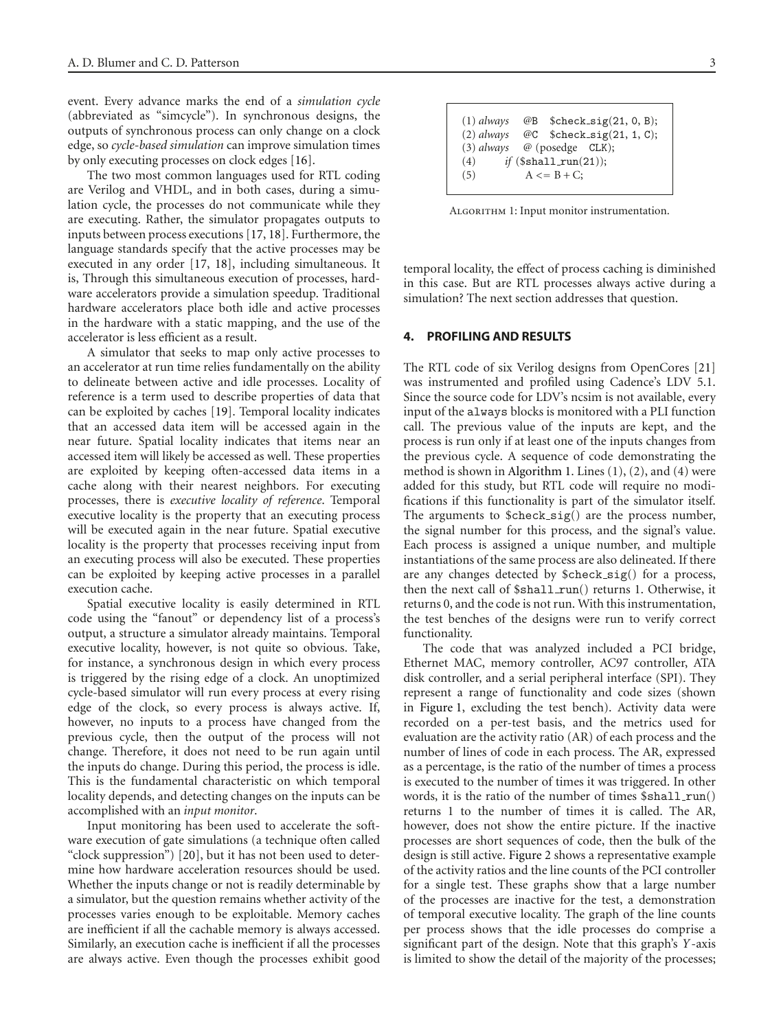event. Every advance marks the end of a *simulation cycle* (abbreviated as "simcycle"). In synchronous designs, the outputs of synchronous process can only change on a clock edge, so *cycle-based simulation* can improve simulation times by only executing processes on clock edges [16].

The two most common languages used for RTL coding are Verilog and VHDL, and in both cases, during a simulation cycle, the processes do not communicate while they are executing. Rather, the simulator propagates outputs to inputs between process executions [17, 18]. Furthermore, the language standards specify that the active processes may be executed in any order [17, 18], including simultaneous. It is, Through this simultaneous execution of processes, hardware accelerators provide a simulation speedup. Traditional hardware accelerators place both idle and active processes in the hardware with a static mapping, and the use of the accelerator is less efficient as a result.

A simulator that seeks to map only active processes to an accelerator at run time relies fundamentally on the ability to delineate between active and idle processes. Locality of reference is a term used to describe properties of data that can be exploited by caches [19]. Temporal locality indicates that an accessed data item will be accessed again in the near future. Spatial locality indicates that items near an accessed item will likely be accessed as well. These properties are exploited by keeping often-accessed data items in a cache along with their nearest neighbors. For executing processes, there is *executive locality of reference*. Temporal executive locality is the property that an executing process will be executed again in the near future. Spatial executive locality is the property that processes receiving input from an executing process will also be executed. These properties can be exploited by keeping active processes in a parallel execution cache.

Spatial executive locality is easily determined in RTL code using the "fanout" or dependency list of a process's output, a structure a simulator already maintains. Temporal executive locality, however, is not quite so obvious. Take, for instance, a synchronous design in which every process is triggered by the rising edge of a clock. An unoptimized cycle-based simulator will run every process at every rising edge of the clock, so every process is always active. If, however, no inputs to a process have changed from the previous cycle, then the output of the process will not change. Therefore, it does not need to be run again until the inputs do change. During this period, the process is idle. This is the fundamental characteristic on which temporal locality depends, and detecting changes on the inputs can be accomplished with an *input monitor*.

Input monitoring has been used to accelerate the software execution of gate simulations (a technique often called "clock suppression") [20], but it has not been used to determine how hardware acceleration resources should be used. Whether the inputs change or not is readily determinable by a simulator, but the question remains whether activity of the processes varies enough to be exploitable. Memory caches are inefficient if all the cachable memory is always accessed. Similarly, an execution cache is inefficient if all the processes are always active. Even though the processes exhibit good temporal locality, the effect of process caching is diminished in this case. But are RTL processes always active during a simulation? The next section addresses that question.

```
(1) always   @B   $check_sig(21, 0, B);
(2) always   @C   $check_sig(21, 1, C);
(3) always   @ (posedge  CLK);
(4)      if ($shall_run(21));
(5)          A <= B + C;
```

Algorithm 1: Input monitor instrumentation.

## 4. PROFILING AND RESULTS

The RTL code of six Verilog designs from OpenCores [21] was instrumented and profiled using Cadence's LDV 5.1. Since the source code for LDV's ncsim is not available, every input of the `always` blocks is monitored with a PLI function call. The previous value of the inputs are kept, and the process is run only if at least one of the inputs changes from the previous cycle. A sequence of code demonstrating the method is shown in Algorithm 1. Lines (1), (2), and (4) were added for this study, but RTL code will require no modifications if this functionality is part of the simulator itself. The arguments to `$check_sig()` are the process number, the signal number for this process, and the signal's value. Each process is assigned a unique number, and multiple instantiations of the same process are also delineated. If there are any changes detected by `$check_sig()` for a process, then the next call of `$shall_run()` returns 1. Otherwise, it returns 0, and the code is not run. With this instrumentation, the test benches of the designs were run to verify correct functionality.

The code that was analyzed included a PCI bridge, Ethernet MAC, memory controller, AC97 controller, ATA disk controller, and a serial peripheral interface (SPI). They represent a range of functionality and code sizes (shown in Figure 1, excluding the test bench). Activity data were recorded on a per-test basis, and the metrics used for evaluation are the activity ratio (AR) of each process and the number of lines of code in each process. The AR, expressed as a percentage, is the ratio of the number of times a process is executed to the number of times it was triggered. In other words, it is the ratio of the number of times `$shall_run()` returns 1 to the number of times it is called. The AR, however, does not show the entire picture. If the inactive processes are short sequences of code, then the bulk of the design is still active. Figure 2 shows a representative example of the activity ratios and the line counts of the PCI controller for a single test. These graphs show that a large number of the processes are inactive for the test, a demonstration of temporal executive locality. The graph of the line counts per process shows that the idle processes do comprise a significant part of the design. Note that this graph's $Y$-axis is limited to show the detail of the majority of the processes;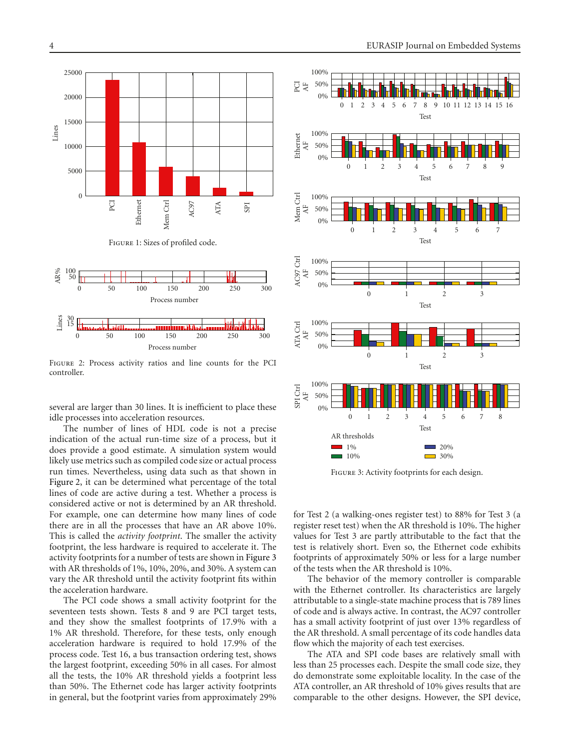Figure 1: Sizes of profiled code.

Figure 2: Process activity ratios and line counts for the PCI controller.

several are larger than 30 lines. It is inefficient to place these idle processes into acceleration resources.

The number of lines of HDL code is not a precise indication of the actual run-time size of a process, but it does provide a good estimate. A simulation system would likely use metrics such as compiled code size or actual process run times. Nevertheless, using data such as that shown in Figure 2, it can be determined what percentage of the total lines of code are active during a test. Whether a process is considered active or not is determined by an AR threshold. For example, one can determine how many lines of code there are in all the processes that have an AR above 10%. This is called the *activity footprint*. The smaller the activity footprint, the less hardware is required to accelerate it. The activity footprints for a number of tests are shown in Figure 3 with AR thresholds of 1%, 10%, 20%, and 30%. A system can vary the AR threshold until the activity footprint fits within the acceleration hardware.

The PCI code shows a small activity footprint for the seventeen tests shown. Tests 8 and 9 are PCI target tests, and they show the smallest footprints of 17.9% with a 1% AR threshold. Therefore, for these tests, only enough acceleration hardware is required to hold 17.9% of the process code. Test 16, a bus transaction ordering test, shows the largest footprint, exceeding 50% in all cases. For almost all the tests, the 10% AR threshold yields a footprint less than 50%. The Ethernet code has larger activity footprints in general, but the footprint varies from approximately 29% for Test 2 (a walking-ones register test) to 88% for Test 3 (a register reset test) when the AR threshold is 10%. The higher values for Test 3 are partly attributable to the fact that the test is relatively short. Even so, the Ethernet code exhibits footprints of approximately 50% or less for a large number of the tests when the AR threshold is 10%.

Figure 3: Activity footprints for each design.

The behavior of the memory controller is comparable with the Ethernet controller. Its characteristics are largely attributable to a single-state machine process that is 789 lines of code and is always active. In contrast, the AC97 controller has a small activity footprint of just over 13% regardless of the AR threshold. A small percentage of its code handles data flow which the majority of each test exercises.

The ATA and SPI code bases are relatively small with less than 25 processes each. Despite the small code size, they do demonstrate some exploitable locality. In the case of the ATA controller, an AR threshold of 10% gives results that are comparable to the other designs. However, the SPI device,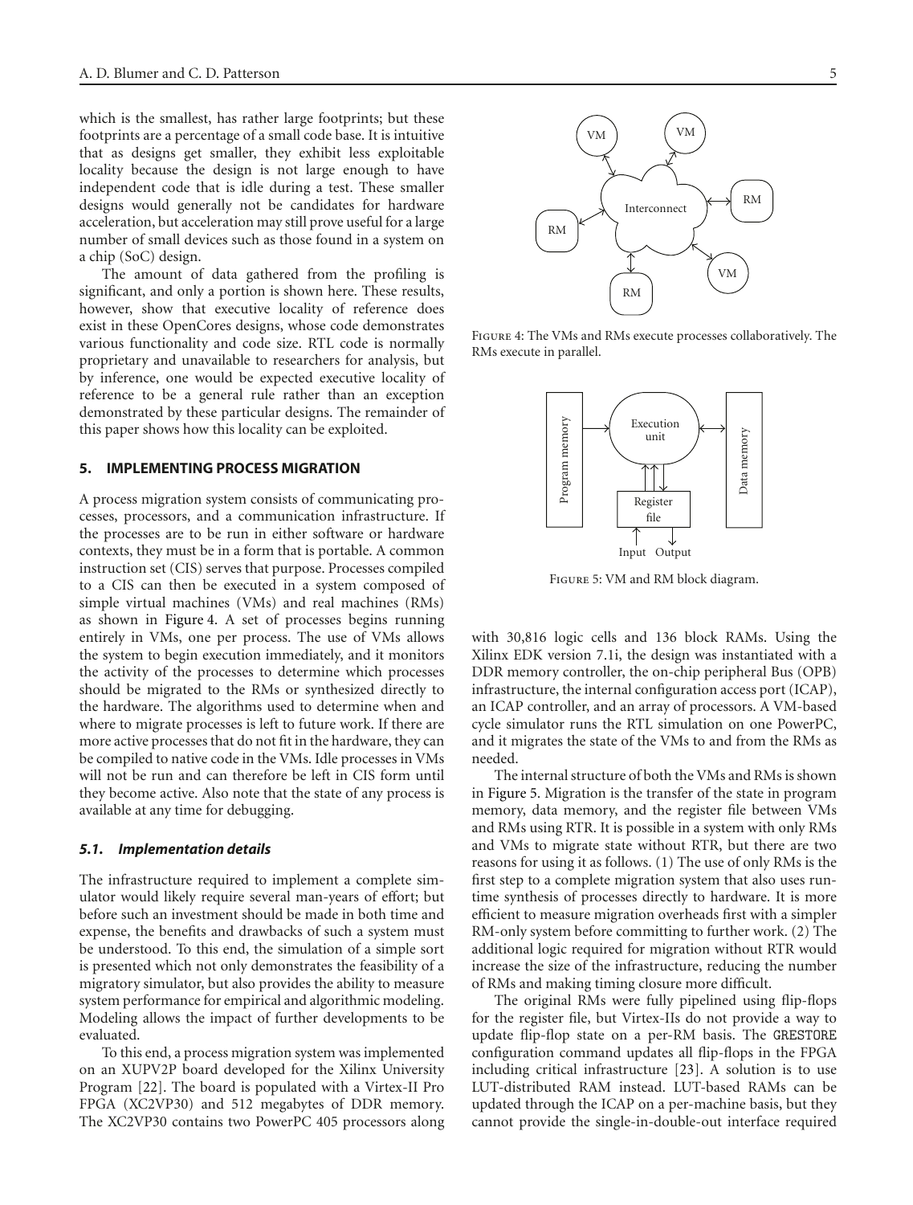which is the smallest, has rather large footprints; but these footprints are a percentage of a small code base. It is intuitive that as designs get smaller, they exhibit less exploitable locality because the design is not large enough to have independent code that is idle during a test. These smaller designs would generally not be candidates for hardware acceleration, but acceleration may still prove useful for a large number of small devices such as those found in a system on a chip (SoC) design.

The amount of data gathered from the profiling is significant, and only a portion is shown here. These results, however, show that executive locality of reference does exist in these OpenCores designs, whose code demonstrates various functionality and code size. RTL code is normally proprietary and unavailable to researchers for analysis, but by inference, one would be expected executive locality of reference to be a general rule rather than an exception demonstrated by these particular designs. The remainder of this paper shows how this locality can be exploited.

## 5. IMPLEMENTING PROCESS MIGRATION

A process migration system consists of communicating processes, processors, and a communication infrastructure. If the processes are to be run in either software or hardware contexts, they must be in a form that is portable. A common instruction set (CIS) serves that purpose. Processes compiled to a CIS can then be executed in a system composed of simple virtual machines (VMs) and real machines (RMs) as shown in Figure 4. A set of processes begins running entirely in VMs, one per process. The use of VMs allows the system to begin execution immediately, and it monitors the activity of the processes to determine which processes should be migrated to the RMs or synthesized directly to the hardware. The algorithms used to determine when and where to migrate processes is left to future work. If there are more active processes that do not fit in the hardware, they can be compiled to native code in the VMs. Idle processes in VMs will not be run and can therefore be left in CIS form until they become active. Also note that the state of any process is available at any time for debugging.

Figure 4: The VMs and RMs execute processes collaboratively. The RMs execute in parallel.

Figure 5: VM and RM block diagram.

### 5.1. Implementation details

The infrastructure required to implement a complete simulator would likely require several man-years of effort; but before such an investment should be made in both time and expense, the benefits and drawbacks of such a system must be understood. To this end, the simulation of a simple sort is presented which not only demonstrates the feasibility of a migratory simulator, but also provides the ability to measure system performance for empirical and algorithmic modeling. Modeling allows the impact of further developments to be evaluated.

To this end, a process migration system was implemented on an XUPV2P board developed for the Xilinx University Program [22]. The board is populated with a Virtex-II Pro FPGA (XC2VP30) and 512 megabytes of DDR memory. The XC2VP30 contains two PowerPC 405 processors along with 30,816 logic cells and 136 block RAMs. Using the Xilinx EDK version 7.1i, the design was instantiated with a DDR memory controller, the on-chip peripheral Bus (OPB) infrastructure, the internal configuration access port (ICAP), an ICAP controller, and an array of processors. A VM-based cycle simulator runs the RTL simulation on one PowerPC, and it migrates the state of the VMs to and from the RMs as needed.

The internal structure of both the VMs and RMs is shown in Figure 5. Migration is the transfer of the state in program memory, data memory, and the register file between VMs and RMs using RTR. It is possible in a system with only RMs and VMs to migrate state without RTR, but there are two reasons for using it as follows. (1) The use of only RMs is the first step to a complete migration system that also uses runtime synthesis of processes directly to hardware. It is more efficient to measure migration overheads first with a simpler RM-only system before committing to further work. (2) The additional logic required for migration without RTR would increase the size of the infrastructure, reducing the number of RMs and making timing closure more difficult.

The original RMs were fully pipelined using flip-flops for the register file, but Virtex-IIs do not provide a way to update flip-flop state on a per-RM basis. The GRESTORE configuration command updates all flip-flops in the FPGA including critical infrastructure [23]. A solution is to use LUT-distributed RAM instead. LUT-based RAMs can be updated through the ICAP on a per-machine basis, but they cannot provide the single-in-double-out interface required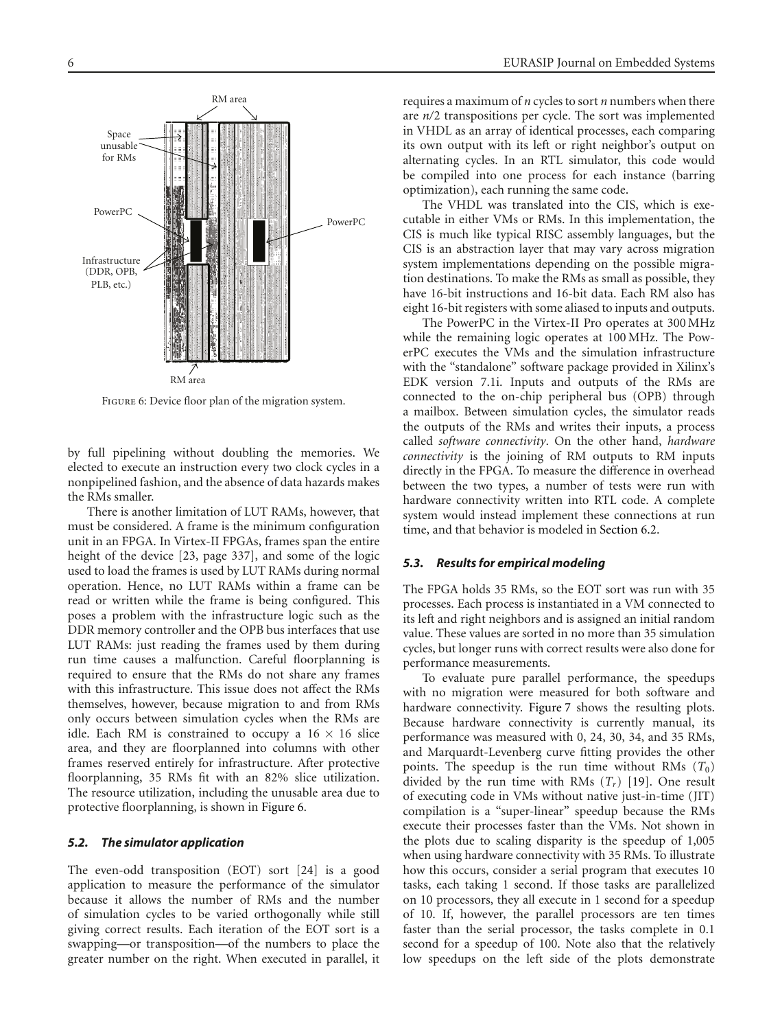FIGURE 6: Device floor plan of the migration system.

by full pipelining without doubling the memories. We elected to execute an instruction every two clock cycles in a nonpipelined fashion, and the absence of data hazards makes the RMs smaller.

There is another limitation of LUT RAMs, however, that must be considered. A frame is the minimum configuration unit in an FPGA. In Virtex-II FPGAs, frames span the entire height of the device [23, page 337], and some of the logic used to load the frames is used by LUT RAMs during normal operation. Hence, no LUT RAMs within a frame can be read or written while the frame is being configured. This poses a problem with the infrastructure logic such as the DDR memory controller and the OPB bus interfaces that use LUT RAMs: just reading the frames used by them during run time causes a malfunction. Careful floorplanning is required to ensure that the RMs do not share any frames with this infrastructure. This issue does not affect the RMs themselves, however, because migration to and from RMs only occurs between simulation cycles when the RMs are idle. Each RM is constrained to occupy a 16 × 16 slice area, and they are floorplanned into columns with other frames reserved entirely for infrastructure. After protective floorplanning, 35 RMs fit with an 82% slice utilization. The resource utilization, including the unusable area due to protective floorplanning, is shown in Figure 6.

### 5.2. The simulator application

The even-odd transposition (EOT) sort [24] is a good application to measure the performance of the simulator because it allows the number of RMs and the number of simulation cycles to be varied orthogonally while still giving correct results. Each iteration of the EOT sort is a swapping—or transposition—of the numbers to place the greater number on the right. When executed in parallel, it requires a maximum of $n$ cycles to sort $n$ numbers when there are $n/2$ transpositions per cycle. The sort was implemented in VHDL as an array of identical processes, each comparing its own output with its left or right neighbor's output on alternating cycles. In an RTL simulator, this code would be compiled into one process for each instance (barring optimization), each running the same code.

The VHDL was translated into the CIS, which is executable in either VMs or RMs. In this implementation, the CIS is much like typical RISC assembly languages, but the CIS is an abstraction layer that may vary across migration system implementations depending on the possible migration destinations. To make the RMs as small as possible, they have 16-bit instructions and 16-bit data. Each RM also has eight 16-bit registers with some aliased to inputs and outputs.

The PowerPC in the Virtex-II Pro operates at 300 MHz while the remaining logic operates at 100 MHz. The PowerPC executes the VMs and the simulation infrastructure with the "standalone" software package provided in Xilinx's EDK version 7.1i. Inputs and outputs of the RMs are connected to the on-chip peripheral bus (OPB) through a mailbox. Between simulation cycles, the simulator reads the outputs of the RMs and writes their inputs, a process called *software connectivity*. On the other hand, *hardware connectivity* is the joining of RM outputs to RM inputs directly in the FPGA. To measure the difference in overhead between the two types, a number of tests were run with hardware connectivity written into RTL code. A complete system would instead implement these connections at run time, and that behavior is modeled in Section 6.2.

### 5.3. Results for empirical modeling

The FPGA holds 35 RMs, so the EOT sort was run with 35 processes. Each process is instantiated in a VM connected to its left and right neighbors and is assigned an initial random value. These values are sorted in no more than 35 simulation cycles, but longer runs with correct results were also done for performance measurements.

To evaluate pure parallel performance, the speedups with no migration were measured for both software and hardware connectivity. Figure 7 shows the resulting plots. Because hardware connectivity is currently manual, its performance was measured with 0, 24, 30, 34, and 35 RMs, and Marquardt-Levenberg curve fitting provides the other points. The speedup is the run time without RMs ($T_0$) divided by the run time with RMs ($T_r$) [19]. One result of executing code in VMs without native just-in-time (JIT) compilation is a "super-linear" speedup because the RMs execute their processes faster than the VMs. Not shown in the plots due to scaling disparity is the speedup of 1,005 when using hardware connectivity with 35 RMs. To illustrate how this occurs, consider a serial program that executes 10 tasks, each taking 1 second. If those tasks are parallelized on 10 processors, they all execute in 1 second for a speedup of 10. If, however, the parallel processors are ten times faster than the serial processor, the tasks complete in 0.1 second for a speedup of 100. Note also that the relatively low speedups on the left side of the plots demonstrate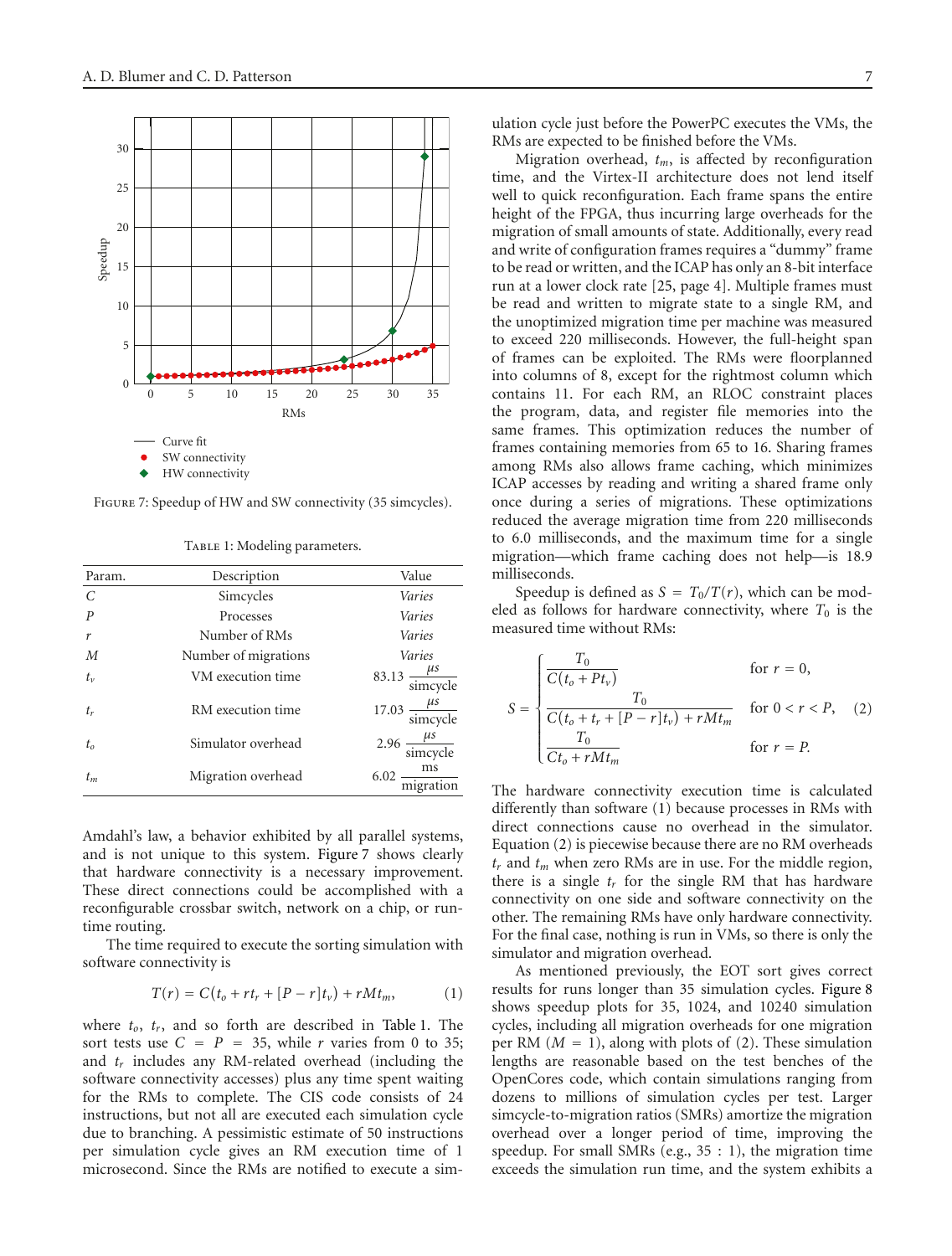FIGURE 7: Speedup of HW and SW connectivity (35 simcycles).

TABLE 1: Modeling parameters.

| Param. | Description | Value |
|---|---|---|
| $C$ | Simcycles | *Varies* |
| $P$ | Processes | *Varies* |
| $r$ | Number of RMs | *Varies* |
| $M$ | Number of migrations | *Varies* |
| $t_v$ | VM execution time | $83.13\ \frac{\mu s}{\text{simcycle}}$ |
| $t_r$ | RM execution time | $17.03\ \frac{\mu s}{\text{simcycle}}$ |
| $t_o$ | Simulator overhead | $2.96\ \frac{\mu s}{\text{simcycle}}$ |
| $t_m$ | Migration overhead | $6.02\ \frac{\text{ms}}{\text{migration}}$ |

Amdahl's law, a behavior exhibited by all parallel systems, and is not unique to this system. Figure 7 shows clearly that hardware connectivity is a necessary improvement. These direct connections could be accomplished with a reconfigurable crossbar switch, network on a chip, or run-time routing.

The time required to execute the sorting simulation with software connectivity is

$$T(r) = C(t_o + rt_r + [P - r]t_v) + rMt_m, \tag{1}$$

where $t_o$, $t_r$, and so forth are described in Table 1. The sort tests use $C = P = 35$, while $r$ varies from 0 to 35; and $t_r$ includes any RM-related overhead (including the software connectivity accesses) plus any time spent waiting for the RMs to complete. The CIS code consists of 24 instructions, but not all are executed each simulation cycle due to branching. A pessimistic estimate of 50 instructions per simulation cycle gives an RM execution time of 1 microsecond. Since the RMs are notified to execute a simulation cycle just before the PowerPC executes the VMs, the RMs are expected to be finished before the VMs.

Migration overhead, $t_m$, is affected by reconfiguration time, and the Virtex-II architecture does not lend itself well to quick reconfiguration. Each frame spans the entire height of the FPGA, thus incurring large overheads for the migration of small amounts of state. Additionally, every read and write of configuration frames requires a "dummy" frame to be read or written, and the ICAP has only an 8-bit interface run at a lower clock rate [25, page 4]. Multiple frames must be read and written to migrate state to a single RM, and the unoptimized migration time per machine was measured to exceed 220 milliseconds. However, the full-height span of frames can be exploited. The RMs were floorplanned into columns of 8, except for the rightmost column which contains 11. For each RM, an RLOC constraint places the program, data, and register file memories into the same frames. This optimization reduces the number of frames containing memories from 65 to 16. Sharing frames among RMs also allows frame caching, which minimizes ICAP accesses by reading and writing a shared frame only once during a series of migrations. These optimizations reduced the average migration time from 220 milliseconds to 6.0 milliseconds, and the maximum time for a single migration—which frame caching does not help—is 18.9 milliseconds.

Speedup is defined as $S = T_0/T(r)$, which can be modeled as follows for hardware connectivity, where $T_0$ is the measured time without RMs:

$$S = \begin{cases} \dfrac{T_0}{C(t_o + Pt_v)} & \text{for } r = 0, \\[2ex] \dfrac{T_0}{C(t_o + t_r + [P - r]t_v) + rMt_m} & \text{for } 0 < r < P, \\[2ex] \dfrac{T_0}{Ct_o + rMt_m} & \text{for } r = P. \end{cases} \tag{2}$$

The hardware connectivity execution time is calculated differently than software (1) because processes in RMs with direct connections cause no overhead in the simulator. Equation (2) is piecewise because there are no RM overheads $t_r$ and $t_m$ when zero RMs are in use. For the middle region, there is a single $t_r$ for the single RM that has hardware connectivity on one side and software connectivity on the other. The remaining RMs have only hardware connectivity. For the final case, nothing is run in VMs, so there is only the simulator and migration overhead.

As mentioned previously, the EOT sort gives correct results for runs longer than 35 simulation cycles. Figure 8 shows speedup plots for 35, 1024, and 10240 simulation cycles, including all migration overheads for one migration per RM ($M = 1$), along with plots of (2). These simulation lengths are reasonable based on the test benches of the OpenCores code, which contain simulations ranging from dozens to millions of simulation cycles per test. Larger simcycle-to-migration ratios (SMRs) amortize the migration overhead over a longer period of time, improving the speedup. For small SMRs (e.g., 35 : 1), the migration time exceeds the simulation run time, and the system exhibits a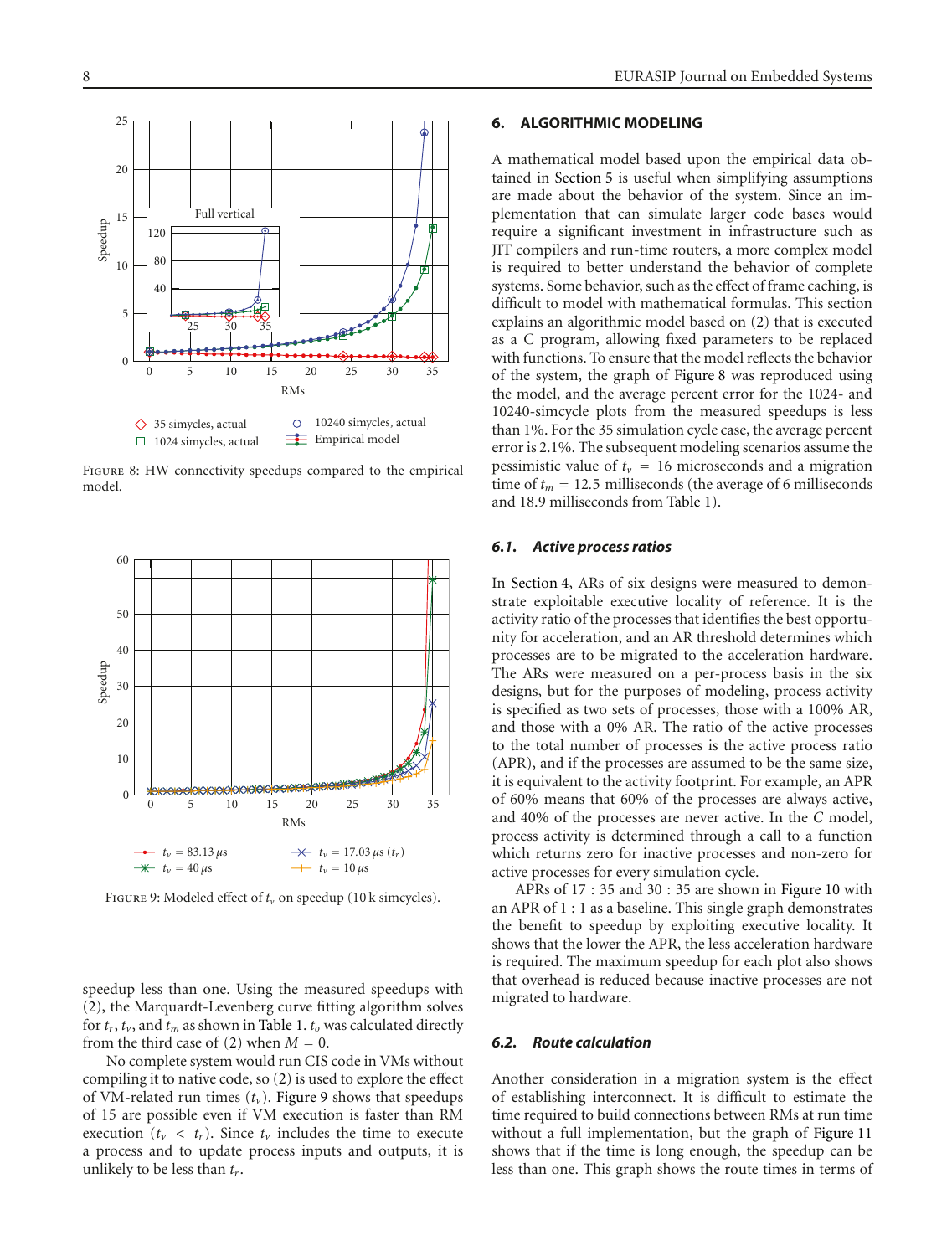FIGURE 8: HW connectivity speedups compared to the empirical model.

FIGURE 9: Modeled effect of $t_v$ on speedup (10 k simcycles).

speedup less than one. Using the measured speedups with (2), the Marquardt-Levenberg curve fitting algorithm solves for $t_r$, $t_v$, and $t_m$ as shown in Table 1. $t_o$ was calculated directly from the third case of (2) when $M = 0$.

No complete system would run CIS code in VMs without compiling it to native code, so (2) is used to explore the effect of VM-related run times ($t_v$). Figure 9 shows that speedups of 15 are possible even if VM execution is faster than RM execution ($t_v < t_r$). Since $t_v$ includes the time to execute a process and to update process inputs and outputs, it is unlikely to be less than $t_r$.

## 6. ALGORITHMIC MODELING

A mathematical model based upon the empirical data obtained in Section 5 is useful when simplifying assumptions are made about the behavior of the system. Since an implementation that can simulate larger code bases would require a significant investment in infrastructure such as JIT compilers and run-time routers, a more complex model is required to better understand the behavior of complete systems. Some behavior, such as the effect of frame caching, is difficult to model with mathematical formulas. This section explains an algorithmic model based on (2) that is executed as a C program, allowing fixed parameters to be replaced with functions. To ensure that the model reflects the behavior of the system, the graph of Figure 8 was reproduced using the model, and the average percent error for the 1024- and 10240-simcycle plots from the measured speedups is less than 1%. For the 35 simulation cycle case, the average percent error is 2.1%. The subsequent modeling scenarios assume the pessimistic value of $t_v = 16$ microseconds and a migration time of $t_m = 12.5$ milliseconds (the average of 6 milliseconds and 18.9 milliseconds from Table 1).

### 6.1. *Active process ratios*

In Section 4, ARs of six designs were measured to demonstrate exploitable executive locality of reference. It is the activity ratio of the processes that identifies the best opportunity for acceleration, and an AR threshold determines which processes are to be migrated to the acceleration hardware. The ARs were measured on a per-process basis in the six designs, but for the purposes of modeling, process activity is specified as two sets of processes, those with a 100% AR, and those with a 0% AR. The ratio of the active processes to the total number of processes is the active process ratio (APR), and if the processes are assumed to be the same size, it is equivalent to the activity footprint. For example, an APR of 60% means that 60% of the processes are always active, and 40% of the processes are never active. In the *C* model, process activity is determined through a call to a function which returns zero for inactive processes and non-zero for active processes for every simulation cycle.

APRs of 17 : 35 and 30 : 35 are shown in Figure 10 with an APR of 1 : 1 as a baseline. This single graph demonstrates the benefit to speedup by exploiting executive locality. It shows that the lower the APR, the less acceleration hardware is required. The maximum speedup for each plot also shows that overhead is reduced because inactive processes are not migrated to hardware.

### 6.2. *Route calculation*

Another consideration in a migration system is the effect of establishing interconnect. It is difficult to estimate the time required to build connections between RMs at run time without a full implementation, but the graph of Figure 11 shows that if the time is long enough, the speedup can be less than one. This graph shows the route times in terms of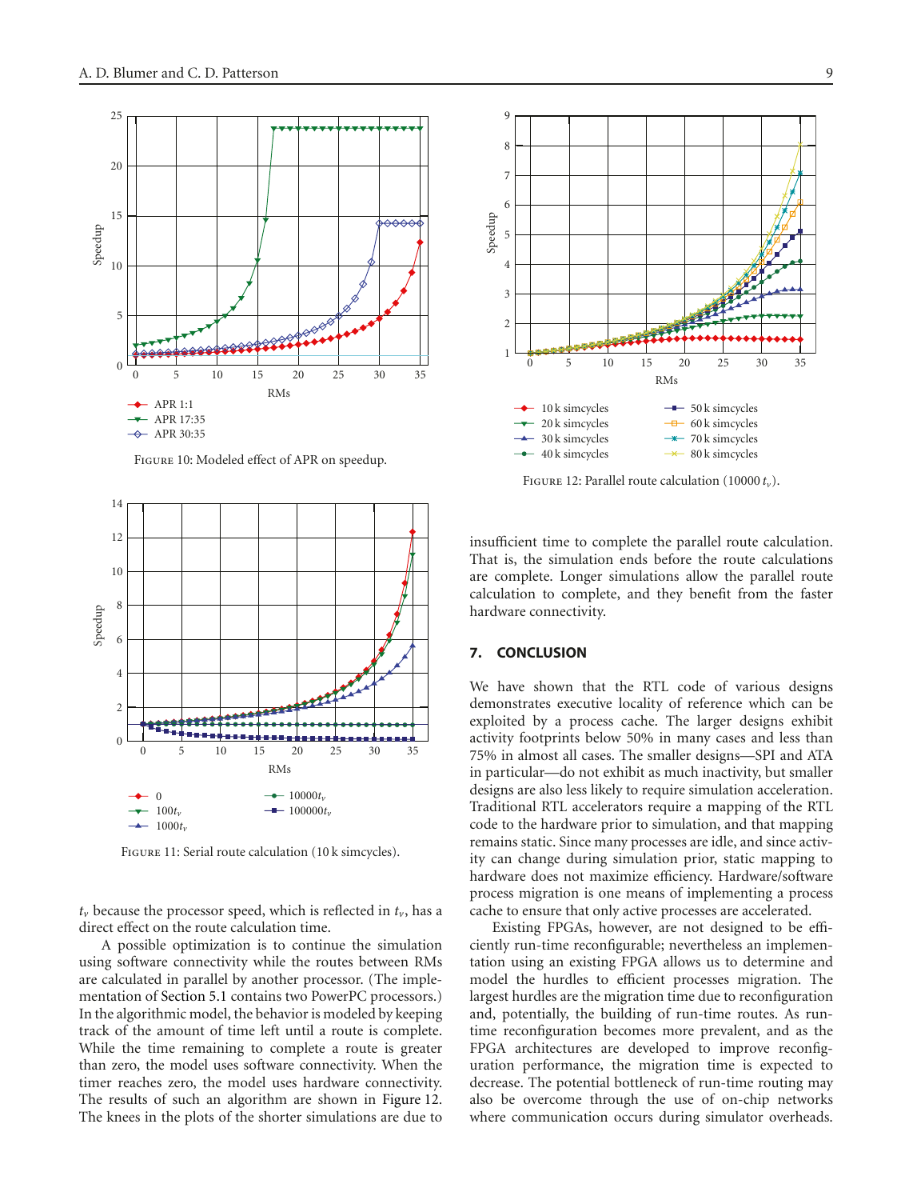Figure 10: Modeled effect of APR on speedup.

Figure 11: Serial route calculation (10 k simcycles).

$t_v$ because the processor speed, which is reflected in $t_v$, has a direct effect on the route calculation time.

A possible optimization is to continue the simulation using software connectivity while the routes between RMs are calculated in parallel by another processor. (The implementation of Section 5.1 contains two PowerPC processors.) In the algorithmic model, the behavior is modeled by keeping track of the amount of time left until a route is complete. While the time remaining to complete a route is greater than zero, the model uses software connectivity. When the timer reaches zero, the model uses hardware connectivity. The results of such an algorithm are shown in Figure 12. The knees in the plots of the shorter simulations are due to insufficient time to complete the parallel route calculation. That is, the simulation ends before the route calculations are complete. Longer simulations allow the parallel route calculation to complete, and they benefit from the faster hardware connectivity.

Figure 12: Parallel route calculation (10000 $t_v$).

## 7. CONCLUSION

We have shown that the RTL code of various designs demonstrates executive locality of reference which can be exploited by a process cache. The larger designs exhibit activity footprints below 50% in many cases and less than 75% in almost all cases. The smaller designs—SPI and ATA in particular—do not exhibit as much inactivity, but smaller designs are also less likely to require simulation acceleration. Traditional RTL accelerators require a mapping of the RTL code to the hardware prior to simulation, and that mapping remains static. Since many processes are idle, and since activity can change during simulation prior, static mapping to hardware does not maximize efficiency. Hardware/software process migration is one means of implementing a process cache to ensure that only active processes are accelerated.

Existing FPGAs, however, are not designed to be efficiently run-time reconfigurable; nevertheless an implementation using an existing FPGA allows us to determine and model the hurdles to efficient processes migration. The largest hurdles are the migration time due to reconfiguration and, potentially, the building of run-time routes. As run-time reconfiguration becomes more prevalent, and as the FPGA architectures are developed to improve reconfiguration performance, the migration time is expected to decrease. The potential bottleneck of run-time routing may also be overcome through the use of on-chip networks where communication occurs during simulator overheads.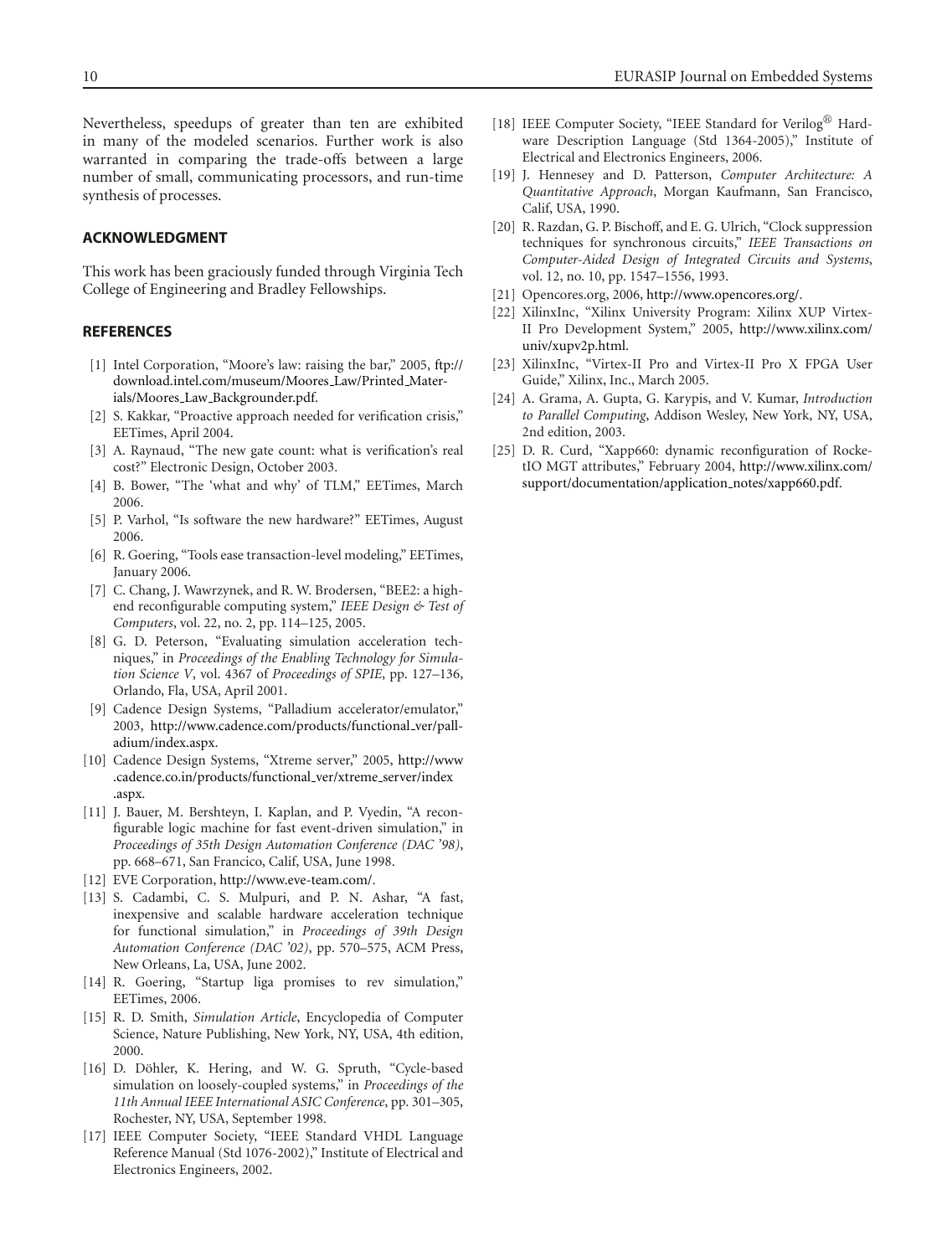Nevertheless, speedups of greater than ten are exhibited in many of the modeled scenarios. Further work is also warranted in comparing the trade-offs between a large number of small, communicating processors, and run-time synthesis of processes.

## ACKNOWLEDGMENT

This work has been graciously funded through Virginia Tech College of Engineering and Bradley Fellowships.

## REFERENCES

[1] Intel Corporation, "Moore's law: raising the bar," 2005, ftp://download.intel.com/museum/Moores_Law/Printed_Materials/Moores_Law_Backgrounder.pdf.

[2] S. Kakkar, "Proactive approach needed for verification crisis," EETimes, April 2004.

[3] A. Raynaud, "The new gate count: what is verification's real cost?" Electronic Design, October 2003.

[4] B. Bower, "The 'what and why' of TLM," EETimes, March 2006.

[5] P. Varhol, "Is software the new hardware?" EETimes, August 2006.

[6] R. Goering, "Tools ease transaction-level modeling," EETimes, January 2006.

[7] C. Chang, J. Wawrzynek, and R. W. Brodersen, "BEE2: a high-end reconfigurable computing system," *IEEE Design & Test of Computers*, vol. 22, no. 2, pp. 114–125, 2005.

[8] G. D. Peterson, "Evaluating simulation acceleration techniques," in *Proceedings of the Enabling Technology for Simulation Science V*, vol. 4367 of *Proceedings of SPIE*, pp. 127–136, Orlando, Fla, USA, April 2001.

[9] Cadence Design Systems, "Palladium accelerator/emulator," 2003, http://www.cadence.com/products/functional_ver/palladium/index.aspx.

[10] Cadence Design Systems, "Xtreme server," 2005, http://www.cadence.co.in/products/functional_ver/xtreme_server/index.aspx.

[11] J. Bauer, M. Bershteyn, I. Kaplan, and P. Vyedin, "A reconfigurable logic machine for fast event-driven simulation," in *Proceedings of 35th Design Automation Conference (DAC '98)*, pp. 668–671, San Francico, Calif, USA, June 1998.

[12] EVE Corporation, http://www.eve-team.com/.

[13] S. Cadambi, C. S. Mulpuri, and P. N. Ashar, "A fast, inexpensive and scalable hardware acceleration technique for functional simulation," in *Proceedings of 39th Design Automation Conference (DAC '02)*, pp. 570–575, ACM Press, New Orleans, La, USA, June 2002.

[14] R. Goering, "Startup liga promises to rev simulation," EETimes, 2006.

[15] R. D. Smith, *Simulation Article*, Encyclopedia of Computer Science, Nature Publishing, New York, NY, USA, 4th edition, 2000.

[16] D. Döhler, K. Hering, and W. G. Spruth, "Cycle-based simulation on loosely-coupled systems," in *Proceedings of the 11th Annual IEEE International ASIC Conference*, pp. 301–305, Rochester, NY, USA, September 1998.

[17] IEEE Computer Society, "IEEE Standard VHDL Language Reference Manual (Std 1076-2002)," Institute of Electrical and Electronics Engineers, 2002.

[18] IEEE Computer Society, "IEEE Standard for Verilog® Hardware Description Language (Std 1364-2005)," Institute of Electrical and Electronics Engineers, 2006.

[19] J. Hennesey and D. Patterson, *Computer Architecture: A Quantitative Approach*, Morgan Kaufmann, San Francisco, Calif, USA, 1990.

[20] R. Razdan, G. P. Bischoff, and E. G. Ulrich, "Clock suppression techniques for synchronous circuits," *IEEE Transactions on Computer-Aided Design of Integrated Circuits and Systems*, vol. 12, no. 10, pp. 1547–1556, 1993.

[21] Opencores.org, 2006, http://www.opencores.org/.

[22] XilinxInc, "Xilinx University Program: Xilinx XUP Virtex-II Pro Development System," 2005, http://www.xilinx.com/univ/xupv2p.html.

[23] XilinxInc, "Virtex-II Pro and Virtex-II Pro X FPGA User Guide," Xilinx, Inc., March 2005.

[24] A. Grama, A. Gupta, G. Karypis, and V. Kumar, *Introduction to Parallel Computing*, Addison Wesley, New York, NY, USA, 2nd edition, 2003.

[25] D. R. Curd, "Xapp660: dynamic reconfiguration of RocketIO MGT attributes," February 2004, http://www.xilinx.com/support/documentation/application_notes/xapp660.pdf.